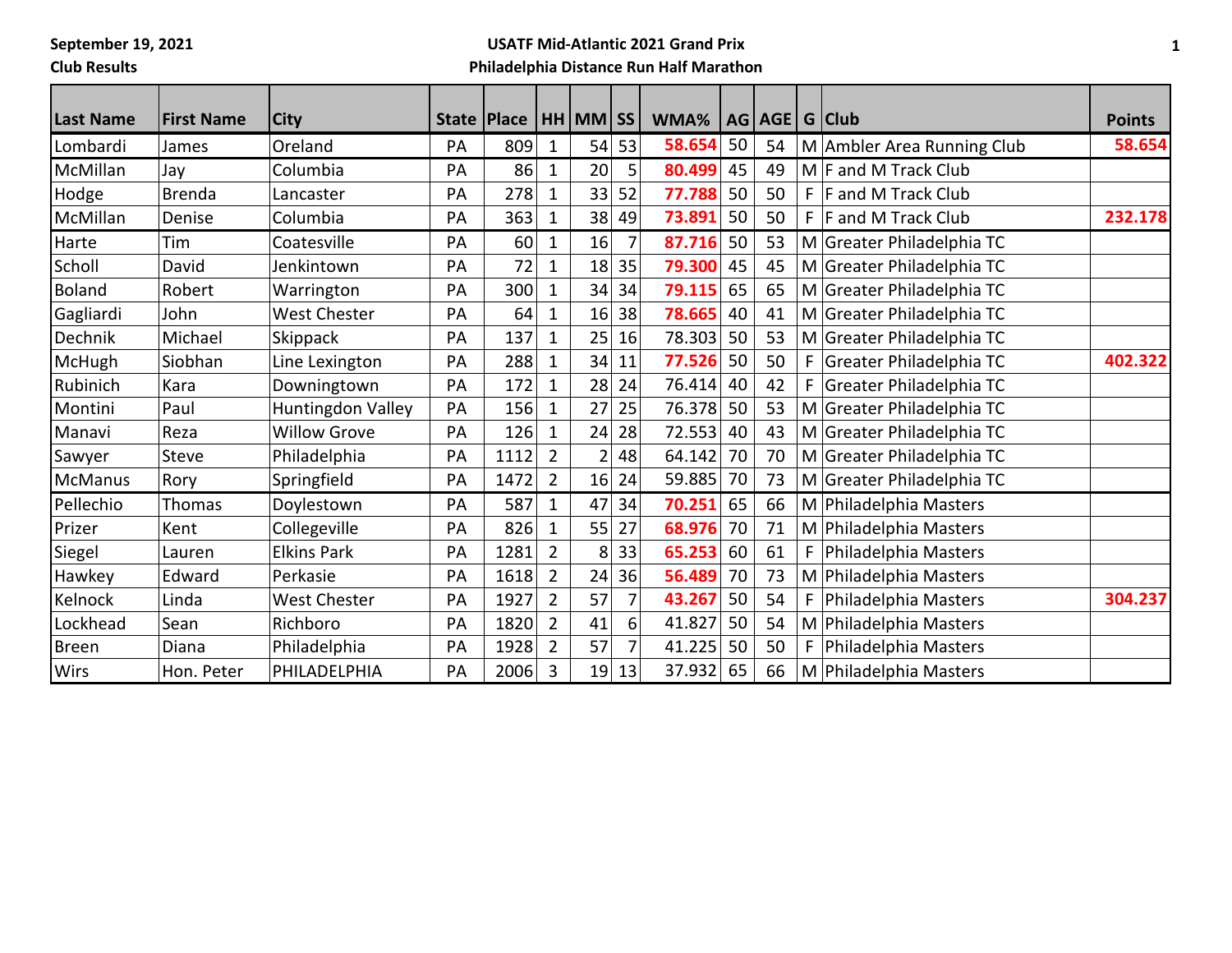**September 19, 2021**
**Club Results**

**USATF Mid-Atlantic 2021 Grand Prix**
**Philadelphia Distance Run Half Marathon**

| Last Name | First Name | City | State | Place | HH | MM | SS | WMA% | AG | AGE | G | Club | Points |
|---|---|---|---|---|---|---|---|---|---|---|---|---|---|
| Lombardi | James | Oreland | PA | 809 | 1 | 54 | 53 | **58.654** | 50 | 54 | M | Ambler Area Running Club | **58.654** |
| McMillan | Jay | Columbia | PA | 86 | 1 | 20 | 5 | **80.499** | 45 | 49 | M | F and M Track Club | |
| Hodge | Brenda | Lancaster | PA | 278 | 1 | 33 | 52 | **77.788** | 50 | 50 | F | F and M Track Club | |
| McMillan | Denise | Columbia | PA | 363 | 1 | 38 | 49 | **73.891** | 50 | 50 | F | F and M Track Club | **232.178** |
| Harte | Tim | Coatesville | PA | 60 | 1 | 16 | 7 | **87.716** | 50 | 53 | M | Greater Philadelphia TC | |
| Scholl | David | Jenkintown | PA | 72 | 1 | 18 | 35 | **79.300** | 45 | 45 | M | Greater Philadelphia TC | |
| Boland | Robert | Warrington | PA | 300 | 1 | 34 | 34 | **79.115** | 65 | 65 | M | Greater Philadelphia TC | |
| Gagliardi | John | West Chester | PA | 64 | 1 | 16 | 38 | **78.665** | 40 | 41 | M | Greater Philadelphia TC | |
| Dechnik | Michael | Skippack | PA | 137 | 1 | 25 | 16 | 78.303 | 50 | 53 | M | Greater Philadelphia TC | |
| McHugh | Siobhan | Line Lexington | PA | 288 | 1 | 34 | 11 | **77.526** | 50 | 50 | F | Greater Philadelphia TC | **402.322** |
| Rubinich | Kara | Downingtown | PA | 172 | 1 | 28 | 24 | 76.414 | 40 | 42 | F | Greater Philadelphia TC | |
| Montini | Paul | Huntingdon Valley | PA | 156 | 1 | 27 | 25 | 76.378 | 50 | 53 | M | Greater Philadelphia TC | |
| Manavi | Reza | Willow Grove | PA | 126 | 1 | 24 | 28 | 72.553 | 40 | 43 | M | Greater Philadelphia TC | |
| Sawyer | Steve | Philadelphia | PA | 1112 | 2 | 2 | 48 | 64.142 | 70 | 70 | M | Greater Philadelphia TC | |
| McManus | Rory | Springfield | PA | 1472 | 2 | 16 | 24 | 59.885 | 70 | 73 | M | Greater Philadelphia TC | |
| Pellechio | Thomas | Doylestown | PA | 587 | 1 | 47 | 34 | **70.251** | 65 | 66 | M | Philadelphia Masters | |
| Prizer | Kent | Collegeville | PA | 826 | 1 | 55 | 27 | **68.976** | 70 | 71 | M | Philadelphia Masters | |
| Siegel | Lauren | Elkins Park | PA | 1281 | 2 | 8 | 33 | **65.253** | 60 | 61 | F | Philadelphia Masters | |
| Hawkey | Edward | Perkasie | PA | 1618 | 2 | 24 | 36 | **56.489** | 70 | 73 | M | Philadelphia Masters | |
| Kelnock | Linda | West Chester | PA | 1927 | 2 | 57 | 7 | **43.267** | 50 | 54 | F | Philadelphia Masters | **304.237** |
| Lockhead | Sean | Richboro | PA | 1820 | 2 | 41 | 6 | 41.827 | 50 | 54 | M | Philadelphia Masters | |
| Breen | Diana | Philadelphia | PA | 1928 | 2 | 57 | 7 | 41.225 | 50 | 50 | F | Philadelphia Masters | |
| Wirs | Hon. Peter | PHILADELPHIA | PA | 2006 | 3 | 19 | 13 | 37.932 | 65 | 66 | M | Philadelphia Masters | |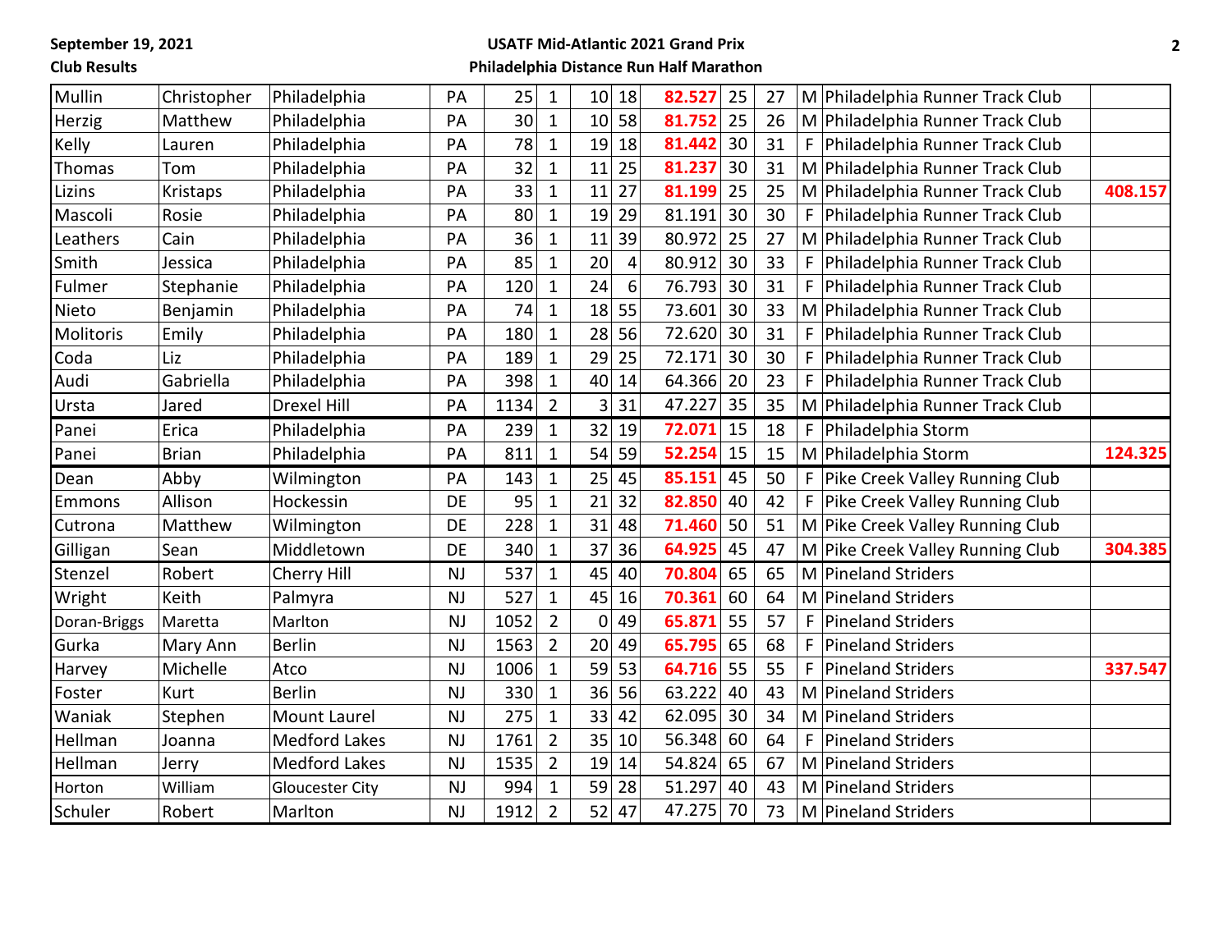**September 19, 2021**
**Club Results**

**USATF Mid-Atlantic 2021 Grand Prix**
**Philadelphia Distance Run Half Marathon**

| | | | | | | | | | | | | | |
|---|---|---|---|---|---|---|---|---|---|---|---|---|---|
| Mullin | Christopher | Philadelphia | PA | 25 | 1 | 10 | 18 | **82.527** | 25 | 27 | M | Philadelphia Runner Track Club | |
| Herzig | Matthew | Philadelphia | PA | 30 | 1 | 10 | 58 | **81.752** | 25 | 26 | M | Philadelphia Runner Track Club | |
| Kelly | Lauren | Philadelphia | PA | 78 | 1 | 19 | 18 | **81.442** | 30 | 31 | F | Philadelphia Runner Track Club | |
| Thomas | Tom | Philadelphia | PA | 32 | 1 | 11 | 25 | **81.237** | 30 | 31 | M | Philadelphia Runner Track Club | |
| Lizins | Kristaps | Philadelphia | PA | 33 | 1 | 11 | 27 | **81.199** | 25 | 25 | M | Philadelphia Runner Track Club | **408.157** |
| Mascoli | Rosie | Philadelphia | PA | 80 | 1 | 19 | 29 | 81.191 | 30 | 30 | F | Philadelphia Runner Track Club | |
| Leathers | Cain | Philadelphia | PA | 36 | 1 | 11 | 39 | 80.972 | 25 | 27 | M | Philadelphia Runner Track Club | |
| Smith | Jessica | Philadelphia | PA | 85 | 1 | 20 | 4 | 80.912 | 30 | 33 | F | Philadelphia Runner Track Club | |
| Fulmer | Stephanie | Philadelphia | PA | 120 | 1 | 24 | 6 | 76.793 | 30 | 31 | F | Philadelphia Runner Track Club | |
| Nieto | Benjamin | Philadelphia | PA | 74 | 1 | 18 | 55 | 73.601 | 30 | 33 | M | Philadelphia Runner Track Club | |
| Molitoris | Emily | Philadelphia | PA | 180 | 1 | 28 | 56 | 72.620 | 30 | 31 | F | Philadelphia Runner Track Club | |
| Coda | Liz | Philadelphia | PA | 189 | 1 | 29 | 25 | 72.171 | 30 | 30 | F | Philadelphia Runner Track Club | |
| Audi | Gabriella | Philadelphia | PA | 398 | 1 | 40 | 14 | 64.366 | 20 | 23 | F | Philadelphia Runner Track Club | |
| Ursta | Jared | Drexel Hill | PA | 1134 | 2 | 3 | 31 | 47.227 | 35 | 35 | M | Philadelphia Runner Track Club | |
| Panei | Erica | Philadelphia | PA | 239 | 1 | 32 | 19 | **72.071** | 15 | 18 | F | Philadelphia Storm | |
| Panei | Brian | Philadelphia | PA | 811 | 1 | 54 | 59 | **52.254** | 15 | 15 | M | Philadelphia Storm | **124.325** |
| Dean | Abby | Wilmington | PA | 143 | 1 | 25 | 45 | **85.151** | 45 | 50 | F | Pike Creek Valley Running Club | |
| Emmons | Allison | Hockessin | DE | 95 | 1 | 21 | 32 | **82.850** | 40 | 42 | F | Pike Creek Valley Running Club | |
| Cutrona | Matthew | Wilmington | DE | 228 | 1 | 31 | 48 | **71.460** | 50 | 51 | M | Pike Creek Valley Running Club | |
| Gilligan | Sean | Middletown | DE | 340 | 1 | 37 | 36 | **64.925** | 45 | 47 | M | Pike Creek Valley Running Club | **304.385** |
| Stenzel | Robert | Cherry Hill | NJ | 537 | 1 | 45 | 40 | **70.804** | 65 | 65 | M | Pineland Striders | |
| Wright | Keith | Palmyra | NJ | 527 | 1 | 45 | 16 | **70.361** | 60 | 64 | M | Pineland Striders | |
| Doran-Briggs | Maretta | Marlton | NJ | 1052 | 2 | 0 | 49 | **65.871** | 55 | 57 | F | Pineland Striders | |
| Gurka | Mary Ann | Berlin | NJ | 1563 | 2 | 20 | 49 | **65.795** | 65 | 68 | F | Pineland Striders | |
| Harvey | Michelle | Atco | NJ | 1006 | 1 | 59 | 53 | **64.716** | 55 | 55 | F | Pineland Striders | **337.547** |
| Foster | Kurt | Berlin | NJ | 330 | 1 | 36 | 56 | 63.222 | 40 | 43 | M | Pineland Striders | |
| Waniak | Stephen | Mount Laurel | NJ | 275 | 1 | 33 | 42 | 62.095 | 30 | 34 | M | Pineland Striders | |
| Hellman | Joanna | Medford Lakes | NJ | 1761 | 2 | 35 | 10 | 56.348 | 60 | 64 | F | Pineland Striders | |
| Hellman | Jerry | Medford Lakes | NJ | 1535 | 2 | 19 | 14 | 54.824 | 65 | 67 | M | Pineland Striders | |
| Horton | William | Gloucester City | NJ | 994 | 1 | 59 | 28 | 51.297 | 40 | 43 | M | Pineland Striders | |
| Schuler | Robert | Marlton | NJ | 1912 | 2 | 52 | 47 | 47.275 | 70 | 73 | M | Pineland Striders | |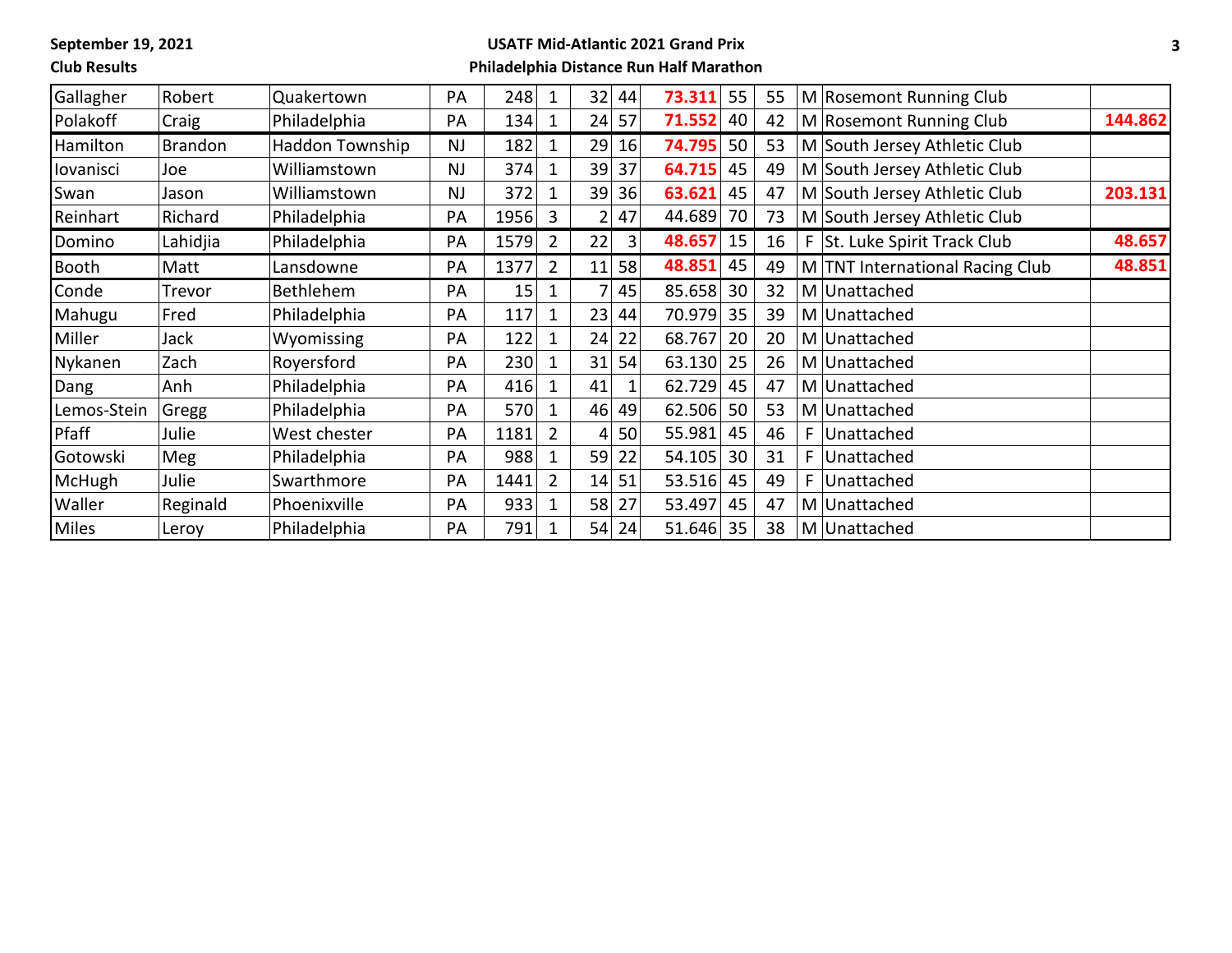**September 19, 2021**

**Club Results**

**USATF Mid-Atlantic 2021 Grand Prix**

**Philadelphia Distance Run Half Marathon**

| | | | | | | | | | | | | | |
|---|---|---|---|---|---|---|---|---|---|---|---|---|---|
| Gallagher | Robert | Quakertown | PA | 248 | 1 | 32 | 44 | **73.311** | 55 | 55 | M | Rosemont Running Club | |
| Polakoff | Craig | Philadelphia | PA | 134 | 1 | 24 | 57 | **71.552** | 40 | 42 | M | Rosemont Running Club | **144.862** |
| Hamilton | Brandon | Haddon Township | NJ | 182 | 1 | 29 | 16 | **74.795** | 50 | 53 | M | South Jersey Athletic Club | |
| Iovanisci | Joe | Williamstown | NJ | 374 | 1 | 39 | 37 | **64.715** | 45 | 49 | M | South Jersey Athletic Club | |
| Swan | Jason | Williamstown | NJ | 372 | 1 | 39 | 36 | **63.621** | 45 | 47 | M | South Jersey Athletic Club | **203.131** |
| Reinhart | Richard | Philadelphia | PA | 1956 | 3 | 2 | 47 | 44.689 | 70 | 73 | M | South Jersey Athletic Club | |
| Domino | Lahidjia | Philadelphia | PA | 1579 | 2 | 22 | 3 | **48.657** | 15 | 16 | F | St. Luke Spirit Track Club | **48.657** |
| Booth | Matt | Lansdowne | PA | 1377 | 2 | 11 | 58 | **48.851** | 45 | 49 | M | TNT International Racing Club | **48.851** |
| Conde | Trevor | Bethlehem | PA | 15 | 1 | 7 | 45 | 85.658 | 30 | 32 | M | Unattached | |
| Mahugu | Fred | Philadelphia | PA | 117 | 1 | 23 | 44 | 70.979 | 35 | 39 | M | Unattached | |
| Miller | Jack | Wyomissing | PA | 122 | 1 | 24 | 22 | 68.767 | 20 | 20 | M | Unattached | |
| Nykanen | Zach | Royersford | PA | 230 | 1 | 31 | 54 | 63.130 | 25 | 26 | M | Unattached | |
| Dang | Anh | Philadelphia | PA | 416 | 1 | 41 | 1 | 62.729 | 45 | 47 | M | Unattached | |
| Lemos-Stein | Gregg | Philadelphia | PA | 570 | 1 | 46 | 49 | 62.506 | 50 | 53 | M | Unattached | |
| Pfaff | Julie | West chester | PA | 1181 | 2 | 4 | 50 | 55.981 | 45 | 46 | F | Unattached | |
| Gotowski | Meg | Philadelphia | PA | 988 | 1 | 59 | 22 | 54.105 | 30 | 31 | F | Unattached | |
| McHugh | Julie | Swarthmore | PA | 1441 | 2 | 14 | 51 | 53.516 | 45 | 49 | F | Unattached | |
| Waller | Reginald | Phoenixville | PA | 933 | 1 | 58 | 27 | 53.497 | 45 | 47 | M | Unattached | |
| Miles | Leroy | Philadelphia | PA | 791 | 1 | 54 | 24 | 51.646 | 35 | 38 | M | Unattached | |